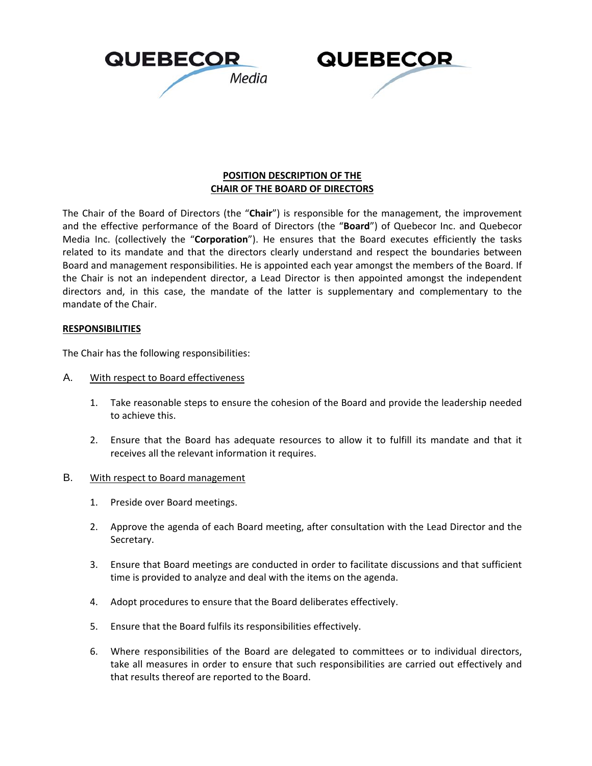QUEBECOR *Media* QUEBECOR

# POSITION DESCRIPTION OF THE CHAIR OF THE BOARD OF DIRECTORS

The Chair of the Board of Directors (the "**Chair**") is responsible for the management, the improvement and the effective performance of the Board of Directors (the "**Board**") of Quebecor Inc. and Quebecor Media Inc. (collectively the "**Corporation**"). He ensures that the Board executes efficiently the tasks related to its mandate and that the directors clearly understand and respect the boundaries between Board and management responsibilities. He is appointed each year amongst the members of the Board. If the Chair is not an independent director, a Lead Director is then appointed amongst the independent directors and, in this case, the mandate of the latter is supplementary and complementary to the mandate of the Chair.

## RESPONSIBILITIES

The Chair has the following responsibilities:

A. With respect to Board effectiveness

1. Take reasonable steps to ensure the cohesion of the Board and provide the leadership needed to achieve this.
2. Ensure that the Board has adequate resources to allow it to fulfill its mandate and that it receives all the relevant information it requires.

B. With respect to Board management

1. Preside over Board meetings.
2. Approve the agenda of each Board meeting, after consultation with the Lead Director and the Secretary.
3. Ensure that Board meetings are conducted in order to facilitate discussions and that sufficient time is provided to analyze and deal with the items on the agenda.
4. Adopt procedures to ensure that the Board deliberates effectively.
5. Ensure that the Board fulfils its responsibilities effectively.
6. Where responsibilities of the Board are delegated to committees or to individual directors, take all measures in order to ensure that such responsibilities are carried out effectively and that results thereof are reported to the Board.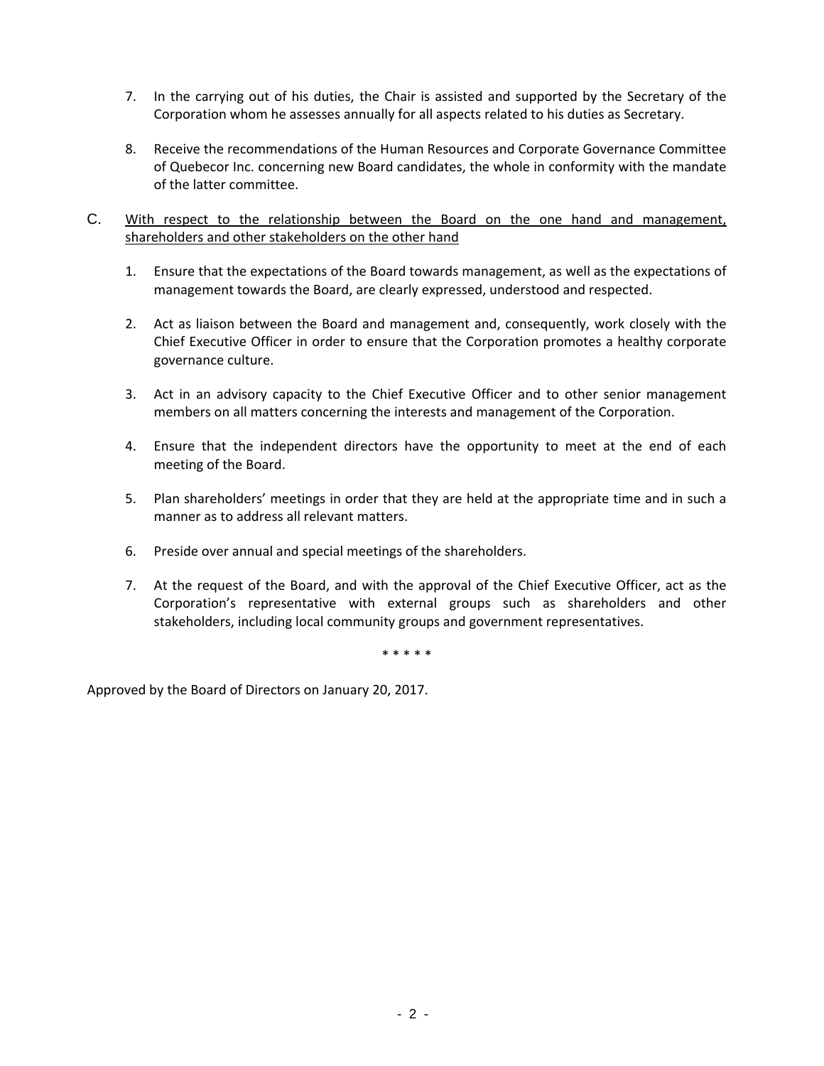7. In the carrying out of his duties, the Chair is assisted and supported by the Secretary of the Corporation whom he assesses annually for all aspects related to his duties as Secretary.

8. Receive the recommendations of the Human Resources and Corporate Governance Committee of Quebecor Inc. concerning new Board candidates, the whole in conformity with the mandate of the latter committee.

C. <u>With respect to the relationship between the Board on the one hand and management, shareholders and other stakeholders on the other hand</u>

1. Ensure that the expectations of the Board towards management, as well as the expectations of management towards the Board, are clearly expressed, understood and respected.

2. Act as liaison between the Board and management and, consequently, work closely with the Chief Executive Officer in order to ensure that the Corporation promotes a healthy corporate governance culture.

3. Act in an advisory capacity to the Chief Executive Officer and to other senior management members on all matters concerning the interests and management of the Corporation.

4. Ensure that the independent directors have the opportunity to meet at the end of each meeting of the Board.

5. Plan shareholders' meetings in order that they are held at the appropriate time and in such a manner as to address all relevant matters.

6. Preside over annual and special meetings of the shareholders.

7. At the request of the Board, and with the approval of the Chief Executive Officer, act as the Corporation's representative with external groups such as shareholders and other stakeholders, including local community groups and government representatives.

\* \* \* \* \*

Approved by the Board of Directors on January 20, 2017.